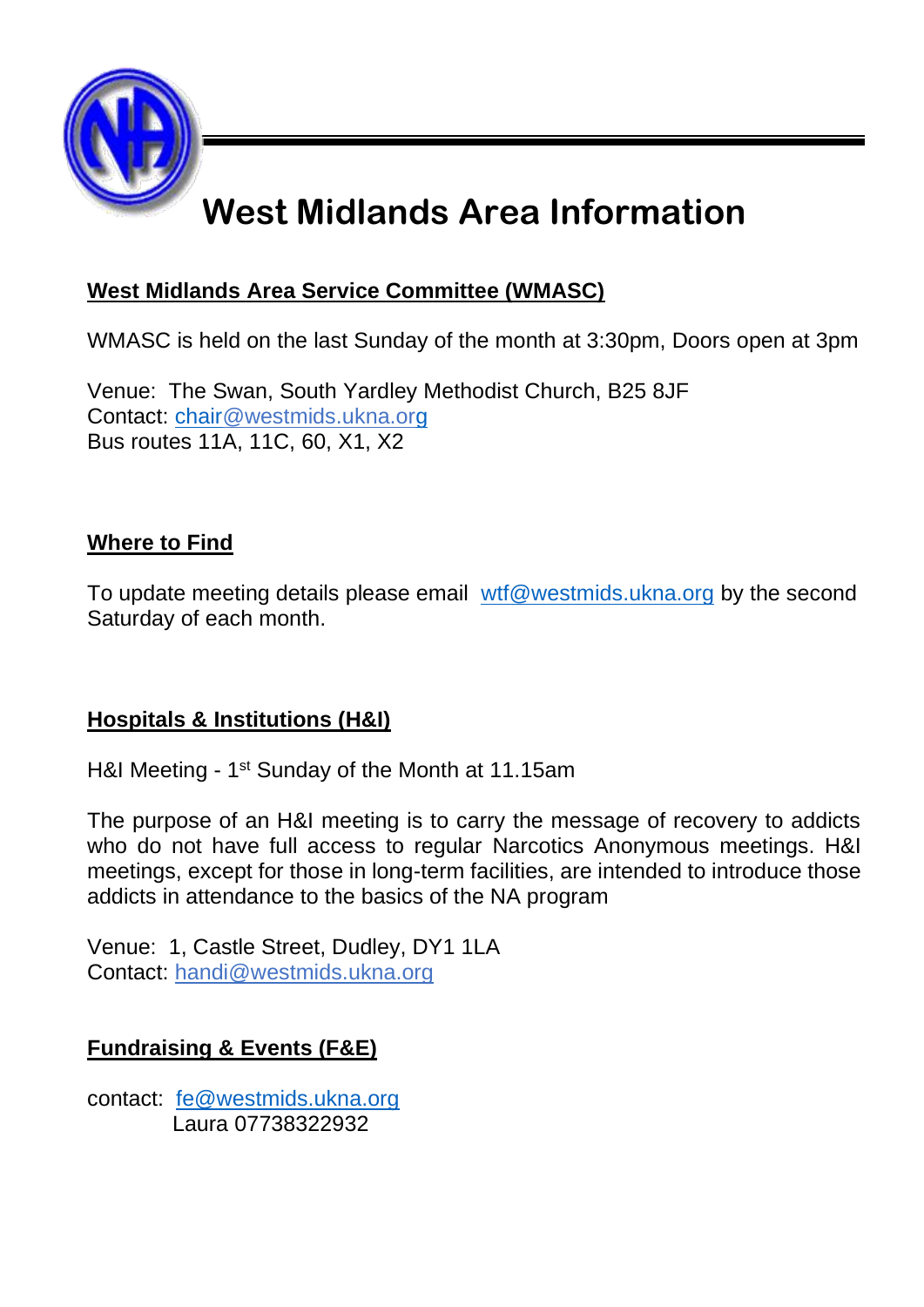# West Midlands Area Information

## West Midlands Area Service Committee (WMASC)

WMASC is held on the last Sunday of the month at 3:30pm, Doors open at 3pm

Venue: The Swan, South Yardley Methodist Church, B25 8JF
Contact: chair@westmids.ukna.org
Bus routes 11A, 11C, 60, X1, X2

## Where to Find

To update meeting details please email wtf@westmids.ukna.org by the second Saturday of each month.

## Hospitals & Institutions (H&I)

H&I Meeting - 1st Sunday of the Month at 11.15am

The purpose of an H&I meeting is to carry the message of recovery to addicts who do not have full access to regular Narcotics Anonymous meetings. H&I meetings, except for those in long-term facilities, are intended to introduce those addicts in attendance to the basics of the NA program

Venue: 1, Castle Street, Dudley, DY1 1LA
Contact: handi@westmids.ukna.org

## Fundraising & Events (F&E)

contact: fe@westmids.ukna.org
Laura 07738322932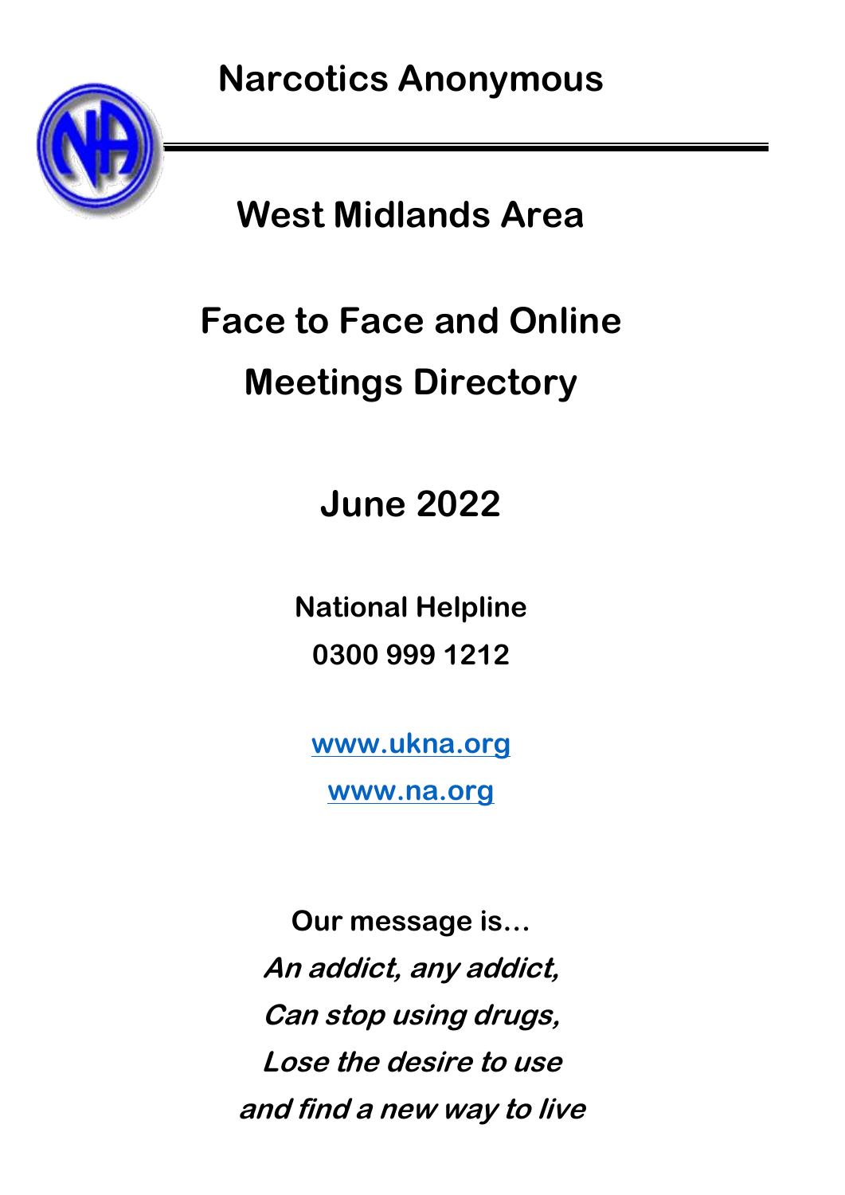# Narcotics Anonymous

## West Midlands Area

## Face to Face and Online Meetings Directory

## June 2022

**National Helpline**

**0300 999 1212**

**www.ukna.org**

**www.na.org**

**Our message is…**

***An addict, any addict,***

***Can stop using drugs,***

***Lose the desire to use***

***and find a new way to live***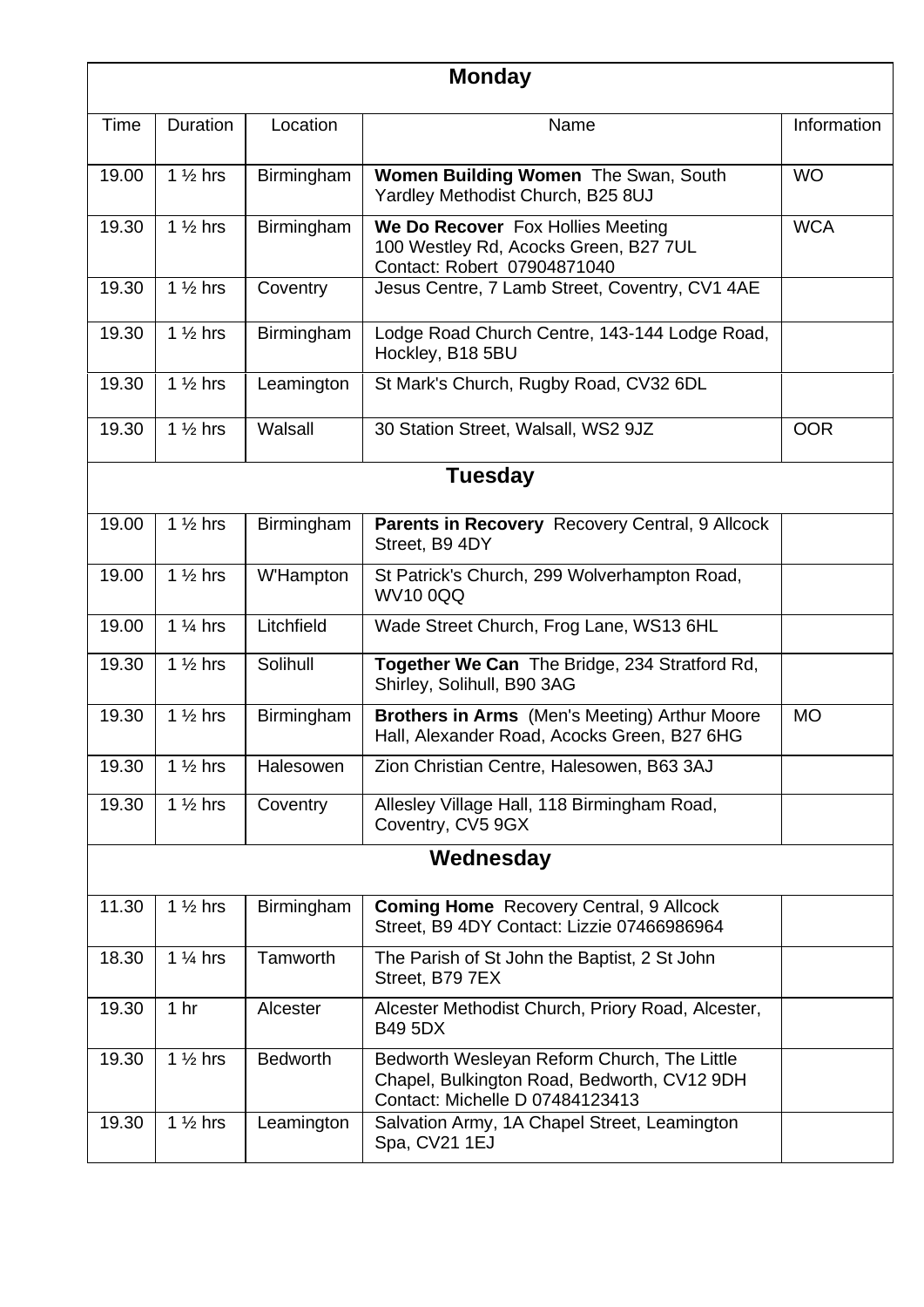| Monday | | | | |
|---|---|---|---|---|
| Time | Duration | Location | Name | Information |
| 19.00 | 1 ½ hrs | Birmingham | **Women Building Women** The Swan, South Yardley Methodist Church, B25 8UJ | WO |
| 19.30 | 1 ½ hrs | Birmingham | **We Do Recover** Fox Hollies Meeting 100 Westley Rd, Acocks Green, B27 7UL Contact: Robert 07904871040 | WCA |
| 19.30 | 1 ½ hrs | Coventry | Jesus Centre, 7 Lamb Street, Coventry, CV1 4AE | |
| 19.30 | 1 ½ hrs | Birmingham | Lodge Road Church Centre, 143-144 Lodge Road, Hockley, B18 5BU | |
| 19.30 | 1 ½ hrs | Leamington | St Mark's Church, Rugby Road, CV32 6DL | |
| 19.30 | 1 ½ hrs | Walsall | 30 Station Street, Walsall, WS2 9JZ | OOR |
| **Tuesday** | | | | |
| 19.00 | 1 ½ hrs | Birmingham | **Parents in Recovery** Recovery Central, 9 Allcock Street, B9 4DY | |
| 19.00 | 1 ½ hrs | W'Hampton | St Patrick's Church, 299 Wolverhampton Road, WV10 0QQ | |
| 19.00 | 1 ¼ hrs | Litchfield | Wade Street Church, Frog Lane, WS13 6HL | |
| 19.30 | 1 ½ hrs | Solihull | **Together We Can** The Bridge, 234 Stratford Rd, Shirley, Solihull, B90 3AG | |
| 19.30 | 1 ½ hrs | Birmingham | **Brothers in Arms** (Men's Meeting) Arthur Moore Hall, Alexander Road, Acocks Green, B27 6HG | MO |
| 19.30 | 1 ½ hrs | Halesowen | Zion Christian Centre, Halesowen, B63 3AJ | |
| 19.30 | 1 ½ hrs | Coventry | Allesley Village Hall, 118 Birmingham Road, Coventry, CV5 9GX | |
| **Wednesday** | | | | |
| 11.30 | 1 ½ hrs | Birmingham | **Coming Home** Recovery Central, 9 Allcock Street, B9 4DY Contact: Lizzie 07466986964 | |
| 18.30 | 1 ¼ hrs | Tamworth | The Parish of St John the Baptist, 2 St John Street, B79 7EX | |
| 19.30 | 1 hr | Alcester | Alcester Methodist Church, Priory Road, Alcester, B49 5DX | |
| 19.30 | 1 ½ hrs | Bedworth | Bedworth Wesleyan Reform Church, The Little Chapel, Bulkington Road, Bedworth, CV12 9DH Contact: Michelle D 07484123413 | |
| 19.30 | 1 ½ hrs | Leamington | Salvation Army, 1A Chapel Street, Leamington Spa, CV21 1EJ | |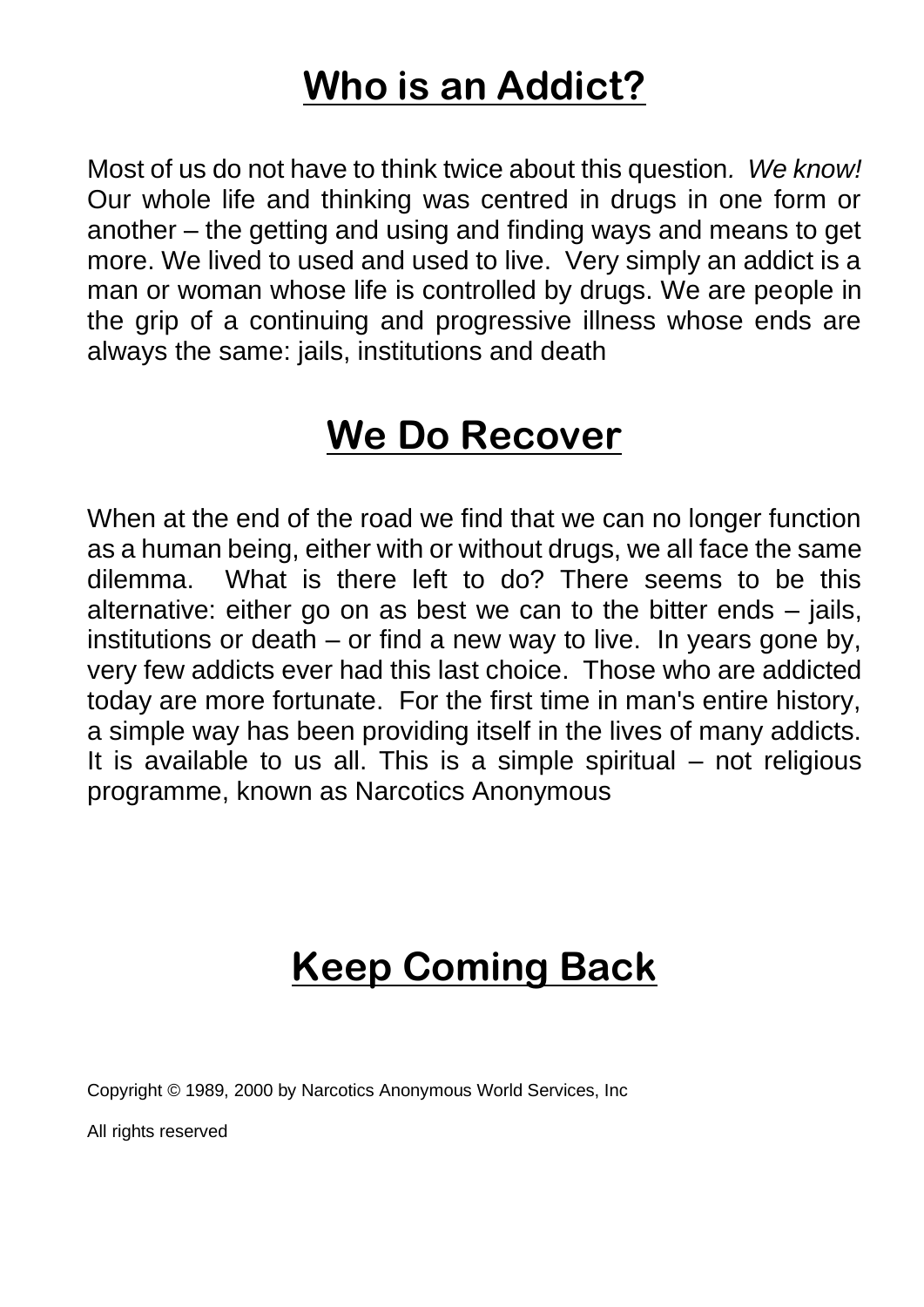# Who is an Addict?

Most of us do not have to think twice about this question. *We know!* Our whole life and thinking was centred in drugs in one form or another – the getting and using and finding ways and means to get more. We lived to used and used to live. Very simply an addict is a man or woman whose life is controlled by drugs. We are people in the grip of a continuing and progressive illness whose ends are always the same: jails, institutions and death

# We Do Recover

When at the end of the road we find that we can no longer function as a human being, either with or without drugs, we all face the same dilemma. What is there left to do? There seems to be this alternative: either go on as best we can to the bitter ends – jails, institutions or death – or find a new way to live. In years gone by, very few addicts ever had this last choice. Those who are addicted today are more fortunate. For the first time in man's entire history, a simple way has been providing itself in the lives of many addicts. It is available to us all. This is a simple spiritual – not religious programme, known as Narcotics Anonymous

# Keep Coming Back

Copyright © 1989, 2000 by Narcotics Anonymous World Services, Inc

All rights reserved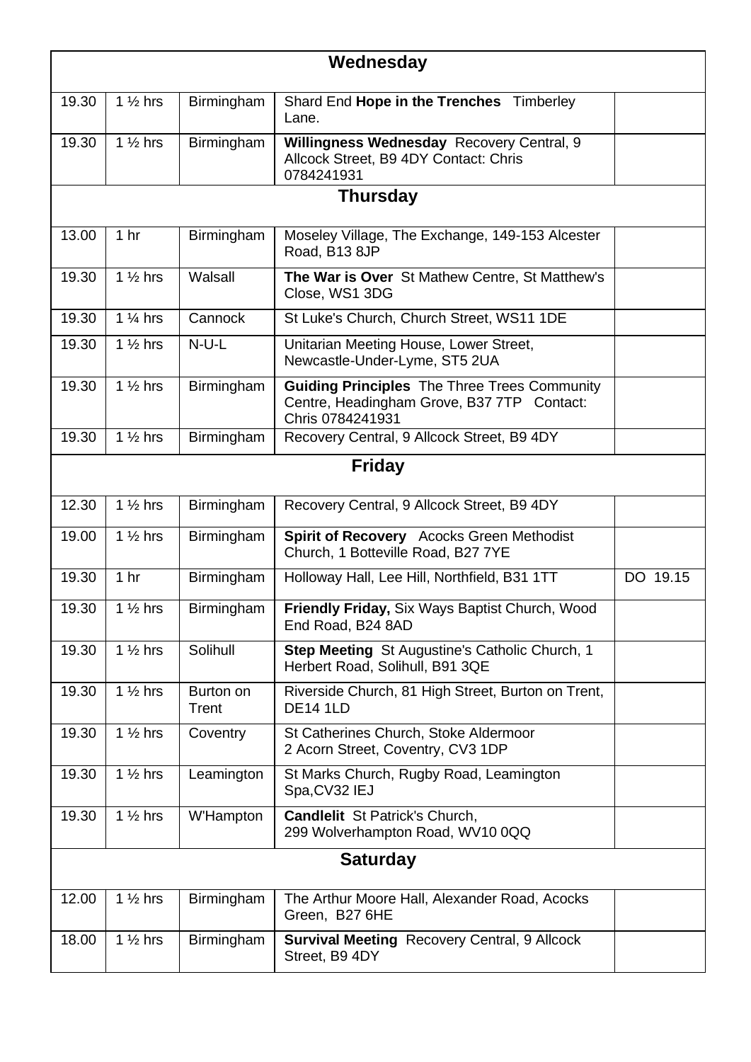| Wednesday | | | | |
|---|---|---|---|---|
| 19.30 | 1 ½ hrs | Birmingham | Shard End **Hope in the Trenches** Timberley Lane. | |
| 19.30 | 1 ½ hrs | Birmingham | **Willingness Wednesday** Recovery Central, 9 Allcock Street, B9 4DY Contact: Chris 0784241931 | |
| **Thursday** | | | | |
| 13.00 | 1 hr | Birmingham | Moseley Village, The Exchange, 149-153 Alcester Road, B13 8JP | |
| 19.30 | 1 ½ hrs | Walsall | **The War is Over** St Mathew Centre, St Matthew's Close, WS1 3DG | |
| 19.30 | 1 ¼ hrs | Cannock | St Luke's Church, Church Street, WS11 1DE | |
| 19.30 | 1 ½ hrs | N-U-L | Unitarian Meeting House, Lower Street, Newcastle-Under-Lyme, ST5 2UA | |
| 19.30 | 1 ½ hrs | Birmingham | **Guiding Principles** The Three Trees Community Centre, Headingham Grove, B37 7TP Contact: Chris 0784241931 | |
| 19.30 | 1 ½ hrs | Birmingham | Recovery Central, 9 Allcock Street, B9 4DY | |
| **Friday** | | | | |
| 12.30 | 1 ½ hrs | Birmingham | Recovery Central, 9 Allcock Street, B9 4DY | |
| 19.00 | 1 ½ hrs | Birmingham | **Spirit of Recovery** Acocks Green Methodist Church, 1 Botteville Road, B27 7YE | |
| 19.30 | 1 hr | Birmingham | Holloway Hall, Lee Hill, Northfield, B31 1TT | DO 19.15 |
| 19.30 | 1 ½ hrs | Birmingham | **Friendly Friday,** Six Ways Baptist Church, Wood End Road, B24 8AD | |
| 19.30 | 1 ½ hrs | Solihull | **Step Meeting** St Augustine's Catholic Church, 1 Herbert Road, Solihull, B91 3QE | |
| 19.30 | 1 ½ hrs | Burton on Trent | Riverside Church, 81 High Street, Burton on Trent, DE14 1LD | |
| 19.30 | 1 ½ hrs | Coventry | St Catherines Church, Stoke Aldermoor 2 Acorn Street, Coventry, CV3 1DP | |
| 19.30 | 1 ½ hrs | Leamington | St Marks Church, Rugby Road, Leamington Spa,CV32 IEJ | |
| 19.30 | 1 ½ hrs | W'Hampton | **Candlelit** St Patrick's Church, 299 Wolverhampton Road, WV10 0QQ | |
| **Saturday** | | | | |
| 12.00 | 1 ½ hrs | Birmingham | The Arthur Moore Hall, Alexander Road, Acocks Green, B27 6HE | |
| 18.00 | 1 ½ hrs | Birmingham | **Survival Meeting** Recovery Central, 9 Allcock Street, B9 4DY | |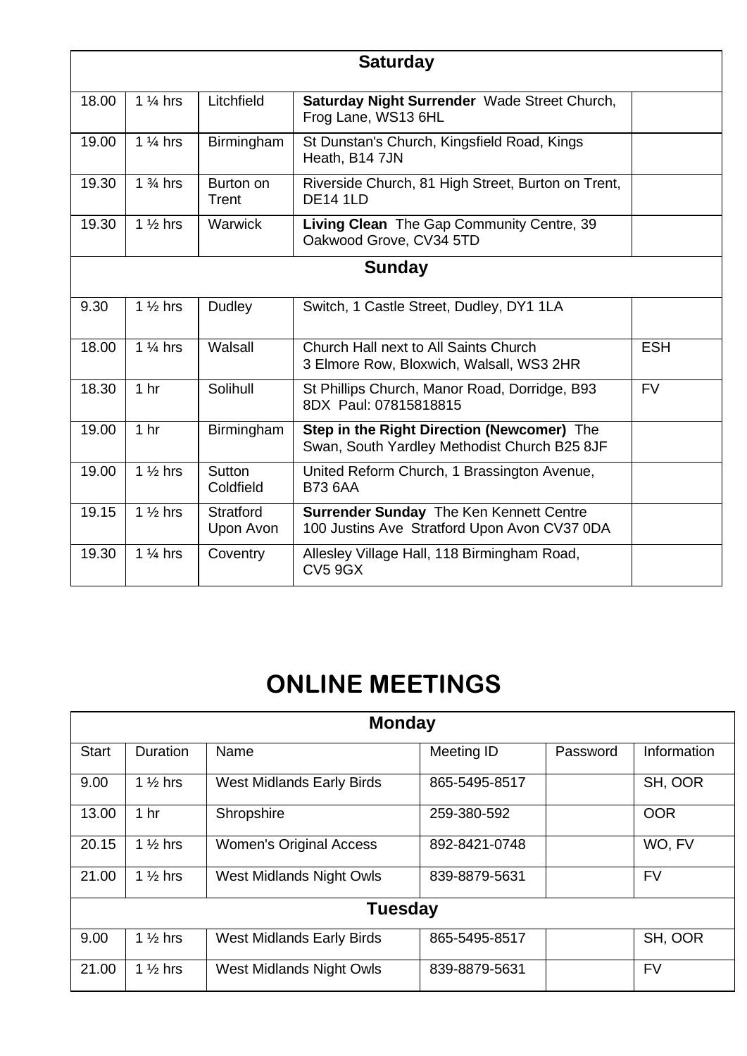| Saturday | | | | |
|---|---|---|---|---|
| 18.00 | 1 ¼ hrs | Litchfield | **Saturday Night Surrender** Wade Street Church, Frog Lane, WS13 6HL | |
| 19.00 | 1 ¼ hrs | Birmingham | St Dunstan's Church, Kingsfield Road, Kings Heath, B14 7JN | |
| 19.30 | 1 ¾ hrs | Burton on Trent | Riverside Church, 81 High Street, Burton on Trent, DE14 1LD | |
| 19.30 | 1 ½ hrs | Warwick | **Living Clean** The Gap Community Centre, 39 Oakwood Grove, CV34 5TD | |
| **Sunday** | | | | |
| 9.30 | 1 ½ hrs | Dudley | Switch, 1 Castle Street, Dudley, DY1 1LA | |
| 18.00 | 1 ¼ hrs | Walsall | Church Hall next to All Saints Church 3 Elmore Row, Bloxwich, Walsall, WS3 2HR | ESH |
| 18.30 | 1 hr | Solihull | St Phillips Church, Manor Road, Dorridge, B93 8DX Paul: 07815818815 | FV |
| 19.00 | 1 hr | Birmingham | **Step in the Right Direction (Newcomer)** The Swan, South Yardley Methodist Church B25 8JF | |
| 19.00 | 1 ½ hrs | Sutton Coldfield | United Reform Church, 1 Brassington Avenue, B73 6AA | |
| 19.15 | 1 ½ hrs | Stratford Upon Avon | **Surrender Sunday** The Ken Kennett Centre 100 Justins Ave Stratford Upon Avon CV37 0DA | |
| 19.30 | 1 ¼ hrs | Coventry | Allesley Village Hall, 118 Birmingham Road, CV5 9GX | |

# ONLINE MEETINGS

| Monday | | | | | |
|---|---|---|---|---|---|
| Start | Duration | Name | Meeting ID | Password | Information |
| 9.00 | 1 ½ hrs | West Midlands Early Birds | 865-5495-8517 | | SH, OOR |
| 13.00 | 1 hr | Shropshire | 259-380-592 | | OOR |
| 20.15 | 1 ½ hrs | Women's Original Access | 892-8421-0748 | | WO, FV |
| 21.00 | 1 ½ hrs | West Midlands Night Owls | 839-8879-5631 | | FV |
| **Tuesday** | | | | | |
| 9.00 | 1 ½ hrs | West Midlands Early Birds | 865-5495-8517 | | SH, OOR |
| 21.00 | 1 ½ hrs | West Midlands Night Owls | 839-8879-5631 | | FV |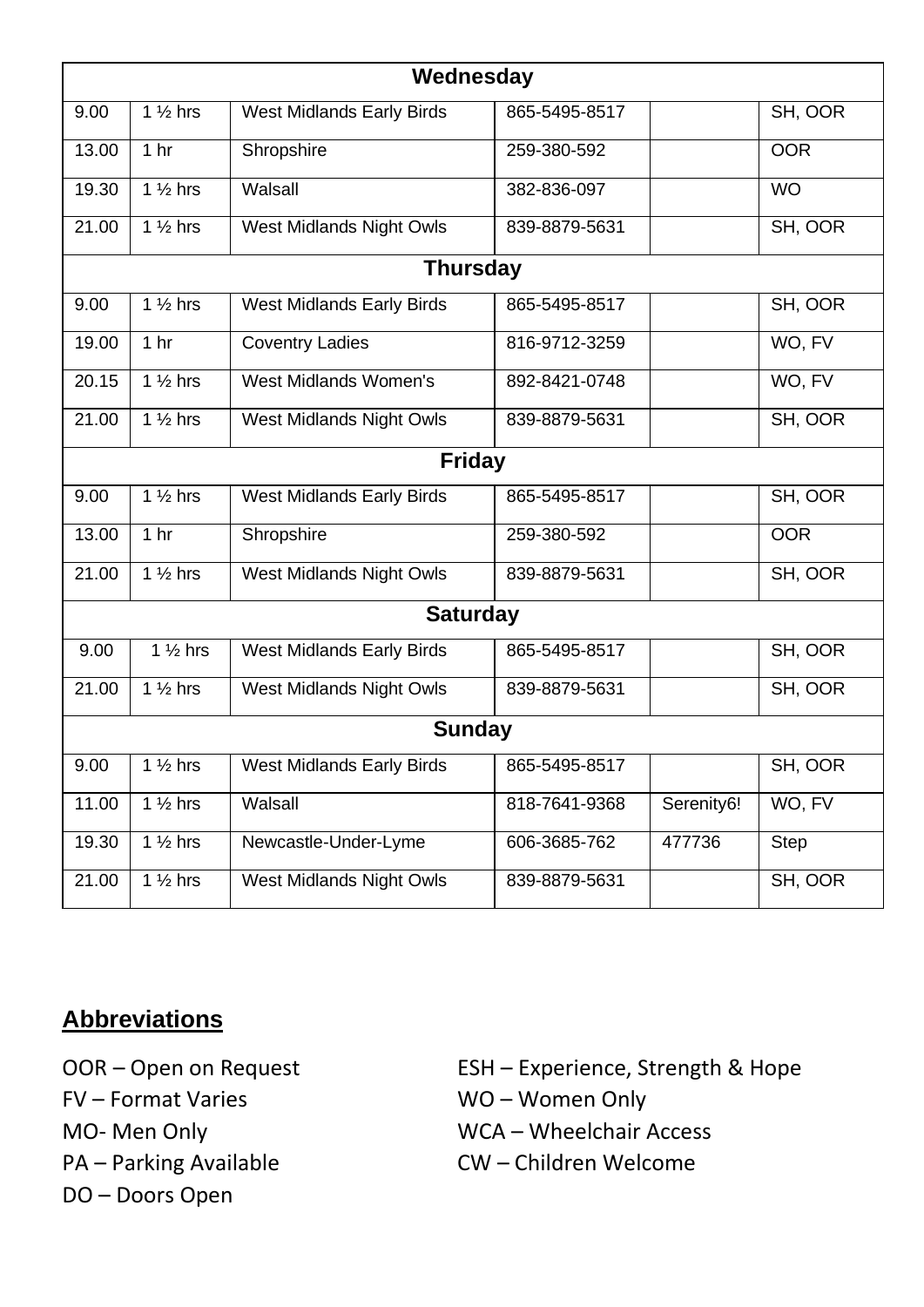| | | | | | |
|---|---|---|---|---|---|
| **Wednesday** | | | | | |
| 9.00 | 1 ½ hrs | West Midlands Early Birds | 865-5495-8517 | | SH, OOR |
| 13.00 | 1 hr | Shropshire | 259-380-592 | | OOR |
| 19.30 | 1 ½ hrs | Walsall | 382-836-097 | | WO |
| 21.00 | 1 ½ hrs | West Midlands Night Owls | 839-8879-5631 | | SH, OOR |
| **Thursday** | | | | | |
| 9.00 | 1 ½ hrs | West Midlands Early Birds | 865-5495-8517 | | SH, OOR |
| 19.00 | 1 hr | Coventry Ladies | 816-9712-3259 | | WO, FV |
| 20.15 | 1 ½ hrs | West Midlands Women's | 892-8421-0748 | | WO, FV |
| 21.00 | 1 ½ hrs | West Midlands Night Owls | 839-8879-5631 | | SH, OOR |
| **Friday** | | | | | |
| 9.00 | 1 ½ hrs | West Midlands Early Birds | 865-5495-8517 | | SH, OOR |
| 13.00 | 1 hr | Shropshire | 259-380-592 | | OOR |
| 21.00 | 1 ½ hrs | West Midlands Night Owls | 839-8879-5631 | | SH, OOR |
| **Saturday** | | | | | |
| 9.00 | 1 ½ hrs | West Midlands Early Birds | 865-5495-8517 | | SH, OOR |
| 21.00 | 1 ½ hrs | West Midlands Night Owls | 839-8879-5631 | | SH, OOR |
| **Sunday** | | | | | |
| 9.00 | 1 ½ hrs | West Midlands Early Birds | 865-5495-8517 | | SH, OOR |
| 11.00 | 1 ½ hrs | Walsall | 818-7641-9368 | Serenity6! | WO, FV |
| 19.30 | 1 ½ hrs | Newcastle-Under-Lyme | 606-3685-762 | 477736 | Step |
| 21.00 | 1 ½ hrs | West Midlands Night Owls | 839-8879-5631 | | SH, OOR |

## Abbreviations

OOR – Open on Request
FV – Format Varies
MO- Men Only
PA – Parking Available
DO – Doors Open
ESH – Experience, Strength & Hope
WO – Women Only
WCA – Wheelchair Access
CW – Children Welcome